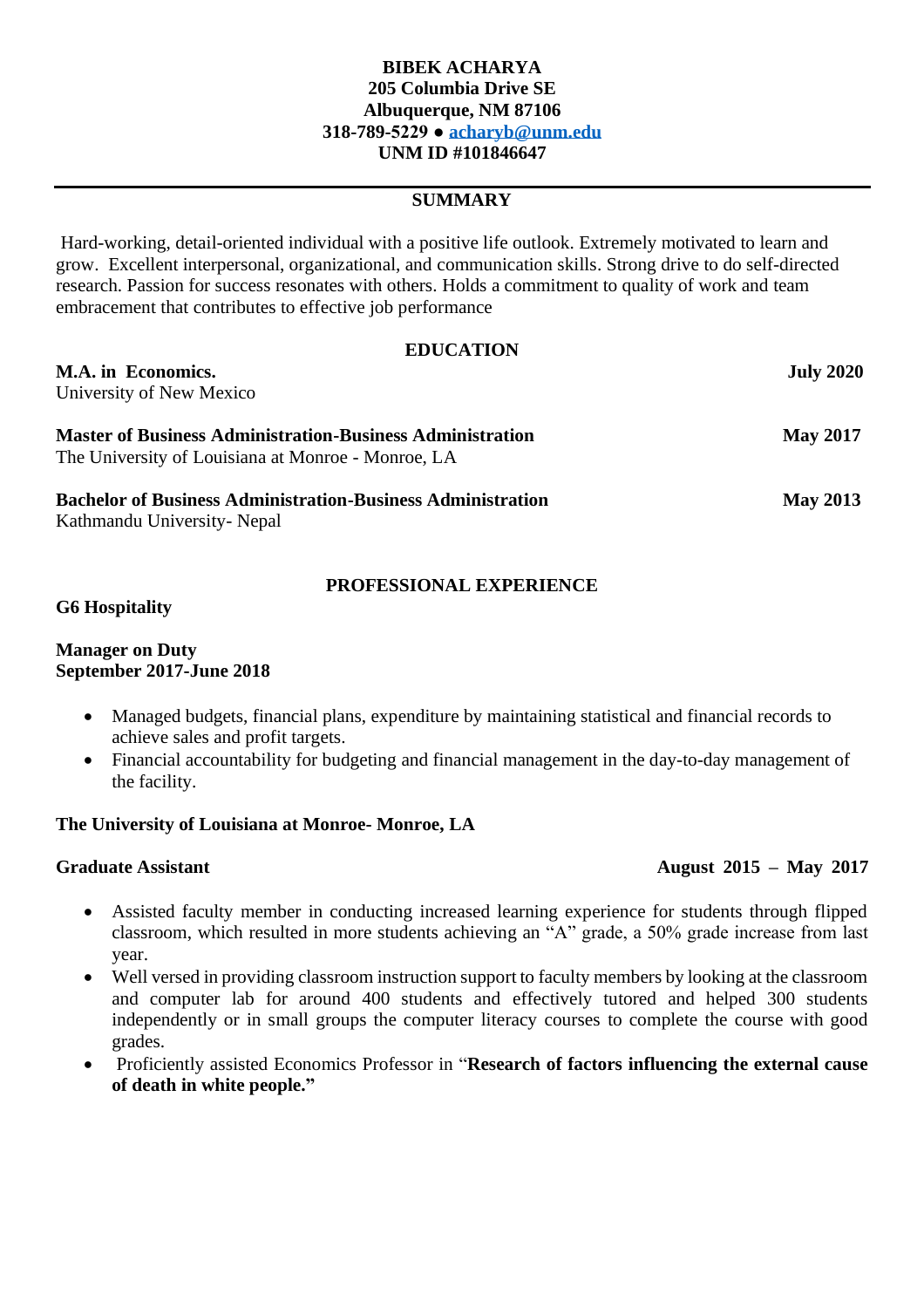**BIBEK ACHARYA**
**205 Columbia Drive SE**
**Albuquerque, NM 87106**
**318-789-5229 ● [acharyb@unm.edu](mailto:acharyb@unm.edu)**
**UNM ID #101846647**

---

## SUMMARY

Hard-working, detail-oriented individual with a positive life outlook. Extremely motivated to learn and grow. Excellent interpersonal, organizational, and communication skills. Strong drive to do self-directed research. Passion for success resonates with others. Holds a commitment to quality of work and team embracement that contributes to effective job performance

## EDUCATION

**M.A. in Economics.** — **July 2020**
University of New Mexico

**Master of Business Administration-Business Administration** — **May 2017**
The University of Louisiana at Monroe - Monroe, LA

**Bachelor of Business Administration-Business Administration** — **May 2013**
Kathmandu University- Nepal

## PROFESSIONAL EXPERIENCE

**G6 Hospitality**

**Manager on Duty**
**September 2017-June 2018**

- Managed budgets, financial plans, expenditure by maintaining statistical and financial records to achieve sales and profit targets.
- Financial accountability for budgeting and financial management in the day-to-day management of the facility.

**The University of Louisiana at Monroe- Monroe, LA**

**Graduate Assistant** — **August 2015 – May 2017**

- Assisted faculty member in conducting increased learning experience for students through flipped classroom, which resulted in more students achieving an "A" grade, a 50% grade increase from last year.
- Well versed in providing classroom instruction support to faculty members by looking at the classroom and computer lab for around 400 students and effectively tutored and helped 300 students independently or in small groups the computer literacy courses to complete the course with good grades.
- Proficiently assisted Economics Professor in "**Research of factors influencing the external cause of death in white people.**"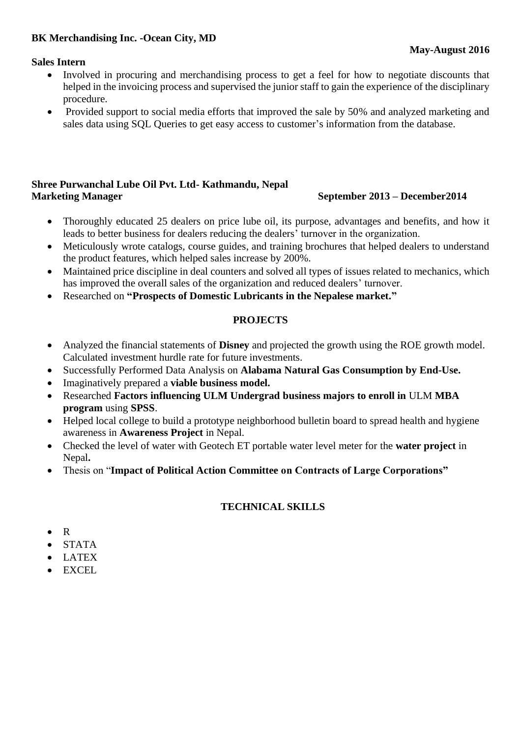**BK Merchandising Inc. -Ocean City, MD**

**May-August 2016**

**Sales Intern**

- Involved in procuring and merchandising process to get a feel for how to negotiate discounts that helped in the invoicing process and supervised the junior staff to gain the experience of the disciplinary procedure.
- Provided support to social media efforts that improved the sale by 50% and analyzed marketing and sales data using SQL Queries to get easy access to customer's information from the database.

**Shree Purwanchal Lube Oil Pvt. Ltd- Kathmandu, Nepal**

**Marketing Manager** **September 2013 – December2014**

- Thoroughly educated 25 dealers on price lube oil, its purpose, advantages and benefits, and how it leads to better business for dealers reducing the dealers' turnover in the organization.
- Meticulously wrote catalogs, course guides, and training brochures that helped dealers to understand the product features, which helped sales increase by 200%.
- Maintained price discipline in deal counters and solved all types of issues related to mechanics, which has improved the overall sales of the organization and reduced dealers' turnover.
- Researched on **"Prospects of Domestic Lubricants in the Nepalese market."**

## PROJECTS

- Analyzed the financial statements of **Disney** and projected the growth using the ROE growth model. Calculated investment hurdle rate for future investments.
- Successfully Performed Data Analysis on **Alabama Natural Gas Consumption by End-Use.**
- Imaginatively prepared a **viable business model.**
- Researched **Factors influencing ULM Undergrad business majors to enroll in** ULM **MBA program** using **SPSS**.
- Helped local college to build a prototype neighborhood bulletin board to spread health and hygiene awareness in **Awareness Project** in Nepal.
- Checked the level of water with Geotech ET portable water level meter for the **water project** in Nepal**.**
- Thesis on "**Impact of Political Action Committee on Contracts of Large Corporations"**

## TECHNICAL SKILLS

- R
- STATA
- LATEX
- EXCEL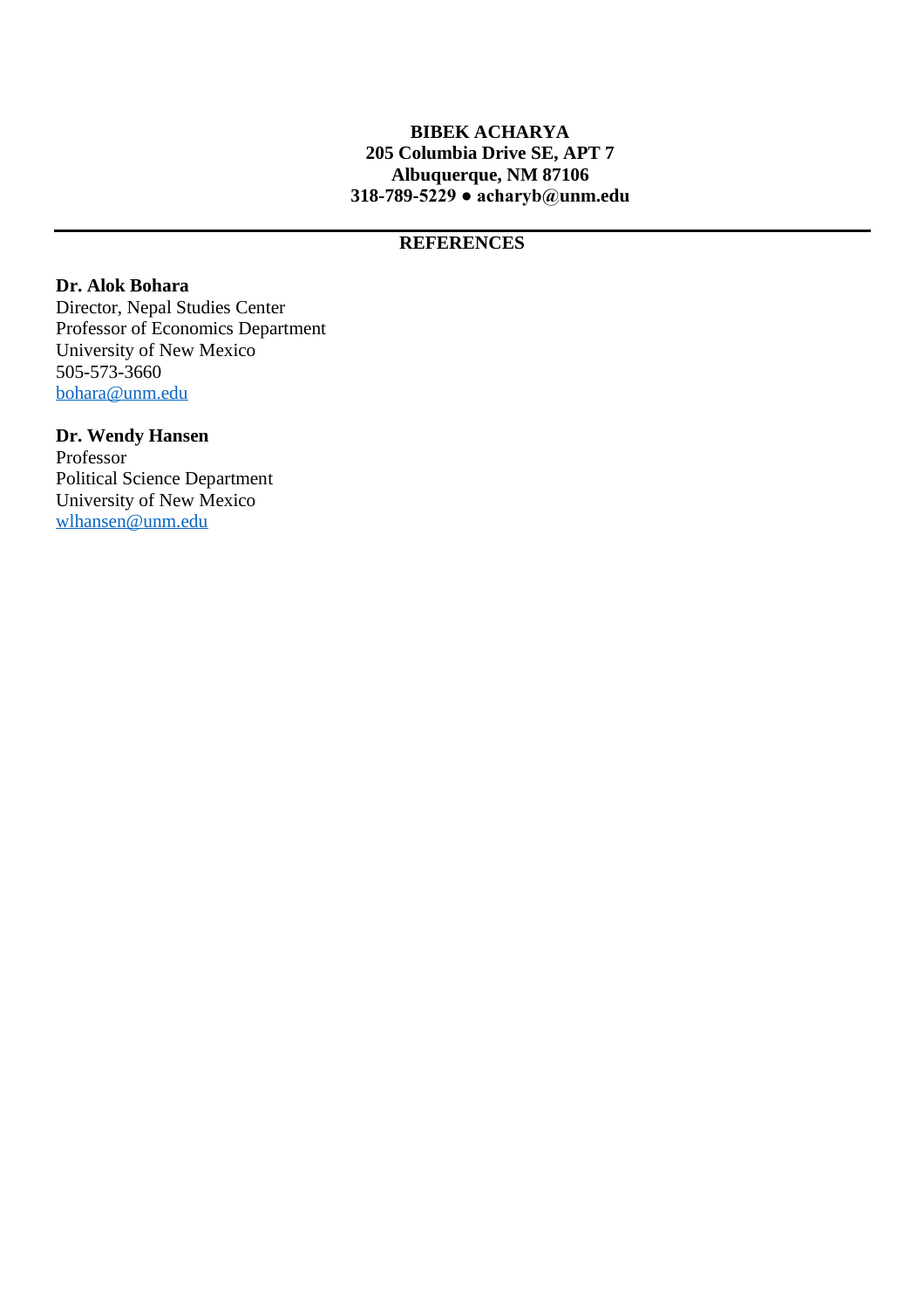**BIBEK ACHARYA**
**205 Columbia Drive SE, APT 7**
**Albuquerque, NM 87106**
**318-789-5229 ● acharyb@unm.edu**

---

## REFERENCES

**Dr. Alok Bohara**
Director, Nepal Studies Center
Professor of Economics Department
University of New Mexico
505-573-3660
bohara@unm.edu

**Dr. Wendy Hansen**
Professor
Political Science Department
University of New Mexico
wlhansen@unm.edu